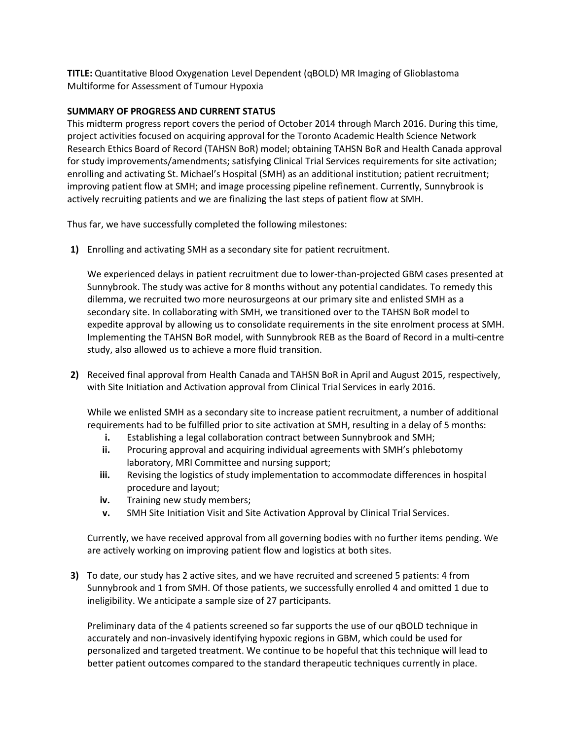**TITLE:** Quantitative Blood Oxygenation Level Dependent (qBOLD) MR Imaging of Glioblastoma Multiforme for Assessment of Tumour Hypoxia

**SUMMARY OF PROGRESS AND CURRENT STATUS**

This midterm progress report covers the period of October 2014 through March 2016. During this time, project activities focused on acquiring approval for the Toronto Academic Health Science Network Research Ethics Board of Record (TAHSN BoR) model; obtaining TAHSN BoR and Health Canada approval for study improvements/amendments; satisfying Clinical Trial Services requirements for site activation; enrolling and activating St. Michael's Hospital (SMH) as an additional institution; patient recruitment; improving patient flow at SMH; and image processing pipeline refinement. Currently, Sunnybrook is actively recruiting patients and we are finalizing the last steps of patient flow at SMH.

Thus far, we have successfully completed the following milestones:

**1)** Enrolling and activating SMH as a secondary site for patient recruitment.

We experienced delays in patient recruitment due to lower-than-projected GBM cases presented at Sunnybrook. The study was active for 8 months without any potential candidates. To remedy this dilemma, we recruited two more neurosurgeons at our primary site and enlisted SMH as a secondary site. In collaborating with SMH, we transitioned over to the TAHSN BoR model to expedite approval by allowing us to consolidate requirements in the site enrolment process at SMH. Implementing the TAHSN BoR model, with Sunnybrook REB as the Board of Record in a multi-centre study, also allowed us to achieve a more fluid transition.

**2)** Received final approval from Health Canada and TAHSN BoR in April and August 2015, respectively, with Site Initiation and Activation approval from Clinical Trial Services in early 2016.

While we enlisted SMH as a secondary site to increase patient recruitment, a number of additional requirements had to be fulfilled prior to site activation at SMH, resulting in a delay of 5 months:

- **i.** Establishing a legal collaboration contract between Sunnybrook and SMH;
- **ii.** Procuring approval and acquiring individual agreements with SMH's phlebotomy laboratory, MRI Committee and nursing support;
- **iii.** Revising the logistics of study implementation to accommodate differences in hospital procedure and layout;
- **iv.** Training new study members;
- **v.** SMH Site Initiation Visit and Site Activation Approval by Clinical Trial Services.

Currently, we have received approval from all governing bodies with no further items pending. We are actively working on improving patient flow and logistics at both sites.

**3)** To date, our study has 2 active sites, and we have recruited and screened 5 patients: 4 from Sunnybrook and 1 from SMH. Of those patients, we successfully enrolled 4 and omitted 1 due to ineligibility. We anticipate a sample size of 27 participants.

Preliminary data of the 4 patients screened so far supports the use of our qBOLD technique in accurately and non-invasively identifying hypoxic regions in GBM, which could be used for personalized and targeted treatment. We continue to be hopeful that this technique will lead to better patient outcomes compared to the standard therapeutic techniques currently in place.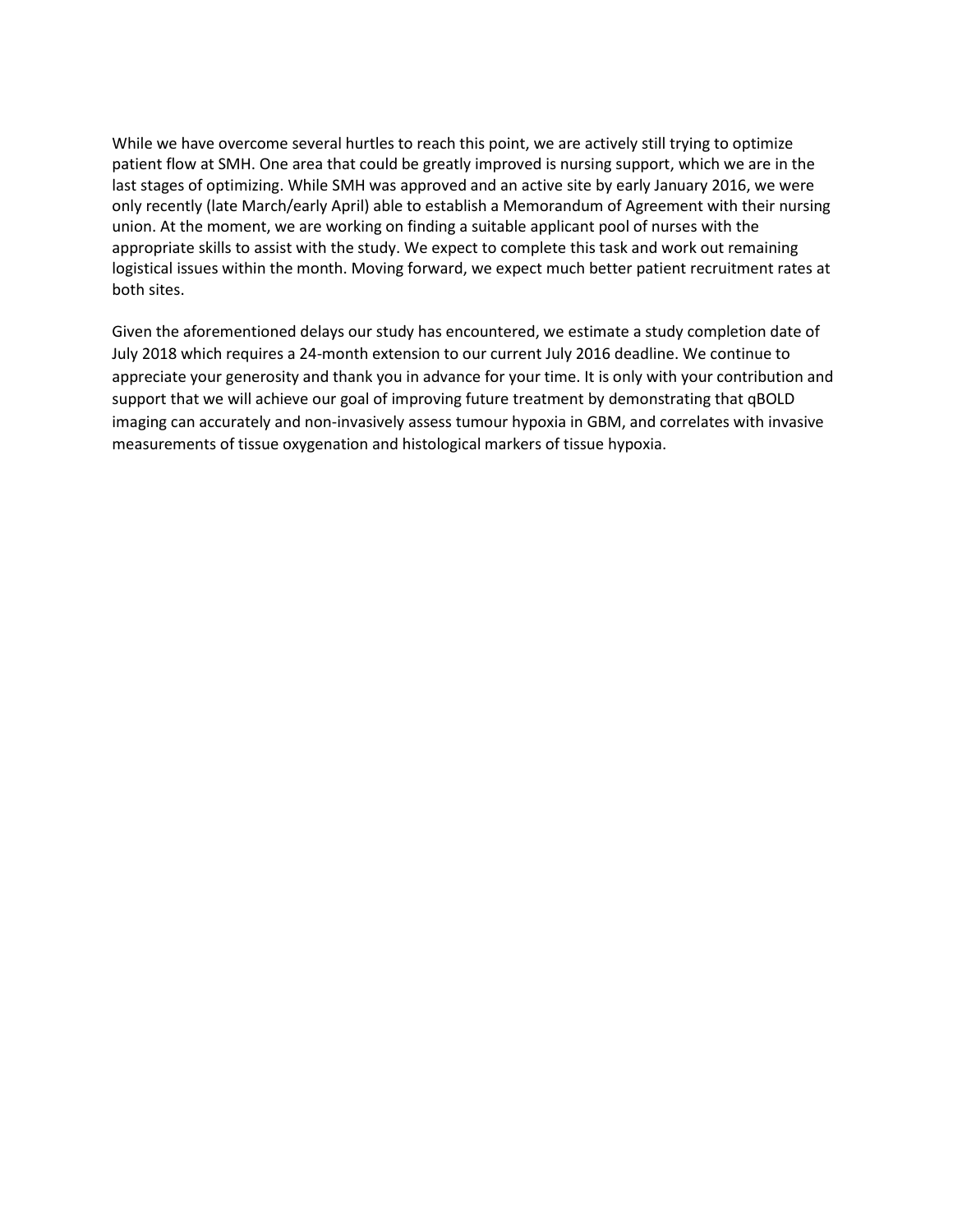While we have overcome several hurtles to reach this point, we are actively still trying to optimize patient flow at SMH. One area that could be greatly improved is nursing support, which we are in the last stages of optimizing. While SMH was approved and an active site by early January 2016, we were only recently (late March/early April) able to establish a Memorandum of Agreement with their nursing union. At the moment, we are working on finding a suitable applicant pool of nurses with the appropriate skills to assist with the study. We expect to complete this task and work out remaining logistical issues within the month. Moving forward, we expect much better patient recruitment rates at both sites.

Given the aforementioned delays our study has encountered, we estimate a study completion date of July 2018 which requires a 24-month extension to our current July 2016 deadline. We continue to appreciate your generosity and thank you in advance for your time. It is only with your contribution and support that we will achieve our goal of improving future treatment by demonstrating that qBOLD imaging can accurately and non-invasively assess tumour hypoxia in GBM, and correlates with invasive measurements of tissue oxygenation and histological markers of tissue hypoxia.